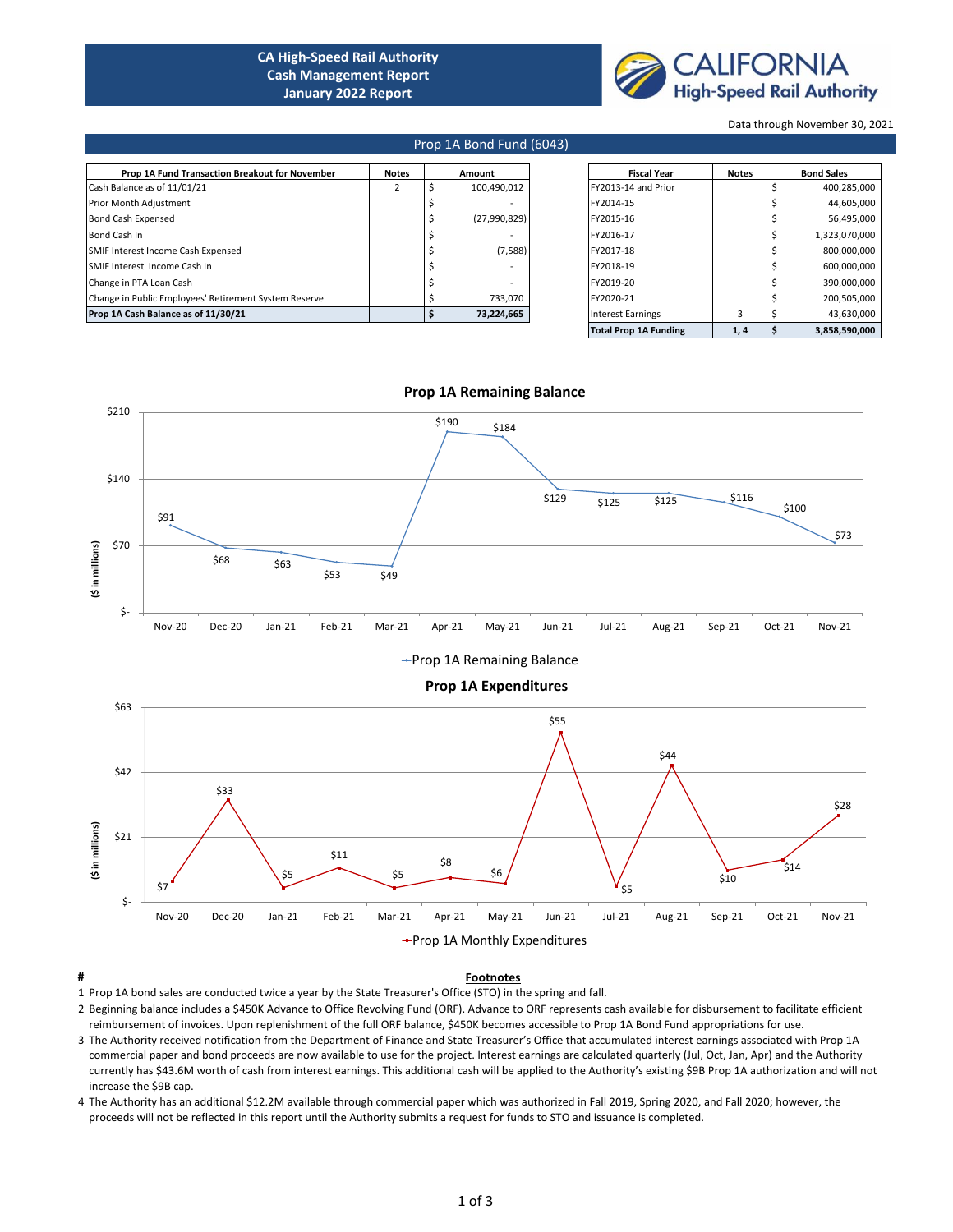# CA High-Speed Rail Authority
# Cash Management Report
# January 2022 Report

CALIFORNIA High-Speed Rail Authority

Data through November 30, 2021

## Prop 1A Bond Fund (6043)

| Prop 1A Fund Transaction Breakout for November | Notes | Amount |
|---|---|---|
| Cash Balance as of 11/01/21 | 2 | $ 100,490,012 |
| Prior Month Adjustment | | $ - |
| Bond Cash Expensed | | $ (27,990,829) |
| Bond Cash In | | $ - |
| SMIF Interest Income Cash Expensed | | $ (7,588) |
| SMIF Interest Income Cash In | | $ - |
| Change in PTA Loan Cash | | $ - |
| Change in Public Employees' Retirement System Reserve | | $ 733,070 |
| **Prop 1A Cash Balance as of 11/30/21** | | **$ 73,224,665** |

| Fiscal Year | Notes | Bond Sales |
|---|---|---|
| FY2013-14 and Prior | | $ 400,285,000 |
| FY2014-15 | | $ 44,605,000 |
| FY2015-16 | | $ 56,495,000 |
| FY2016-17 | | $ 1,323,070,000 |
| FY2017-18 | | $ 800,000,000 |
| FY2018-19 | | $ 600,000,000 |
| FY2019-20 | | $ 390,000,000 |
| FY2020-21 | | $ 200,505,000 |
| Interest Earnings | 3 | $ 43,630,000 |
| **Total Prop 1A Funding** | **1, 4** | **$ 3,858,590,000** |

### Prop 1A Remaining Balance

($ in millions)

| Month | Prop 1A Remaining Balance |
|---|---|
| Nov-20 | $91 |
| Dec-20 | $68 |
| Jan-21 | $63 |
| Feb-21 | $53 |
| Mar-21 | $49 |
| Apr-21 | $190 |
| May-21 | $184 |
| Jun-21 | $129 |
| Jul-21 | $125 |
| Aug-21 | $125 |
| Sep-21 | $116 |
| Oct-21 | $100 |
| Nov-21 | $73 |

### Prop 1A Expenditures

($ in millions)

| Month | Prop 1A Monthly Expenditures |
|---|---|
| Nov-20 | $7 |
| Dec-20 | $33 |
| Jan-21 | $5 |
| Feb-21 | $11 |
| Mar-21 | $5 |
| Apr-21 | $8 |
| May-21 | $6 |
| Jun-21 | $55 |
| Jul-21 | $5 |
| Aug-21 | $44 |
| Sep-21 | $10 |
| Oct-21 | $14 |
| Nov-21 | $28 |

### Footnotes

1. Prop 1A bond sales are conducted twice a year by the State Treasurer's Office (STO) in the spring and fall.
2. Beginning balance includes a $450K Advance to Office Revolving Fund (ORF). Advance to ORF represents cash available for disbursement to facilitate efficient reimbursement of invoices. Upon replenishment of the full ORF balance, $450K becomes accessible to Prop 1A Bond Fund appropriations for use.
3. The Authority received notification from the Department of Finance and State Treasurer's Office that accumulated interest earnings associated with Prop 1A commercial paper and bond proceeds are now available to use for the project. Interest earnings are calculated quarterly (Jul, Oct, Jan, Apr) and the Authority currently has $43.6M worth of cash from interest earnings. This additional cash will be applied to the Authority's existing $9B Prop 1A authorization and will not increase the $9B cap.
4. The Authority has an additional $12.2M available through commercial paper which was authorized in Fall 2019, Spring 2020, and Fall 2020; however, the proceeds will not be reflected in this report until the Authority submits a request for funds to STO and issuance is completed.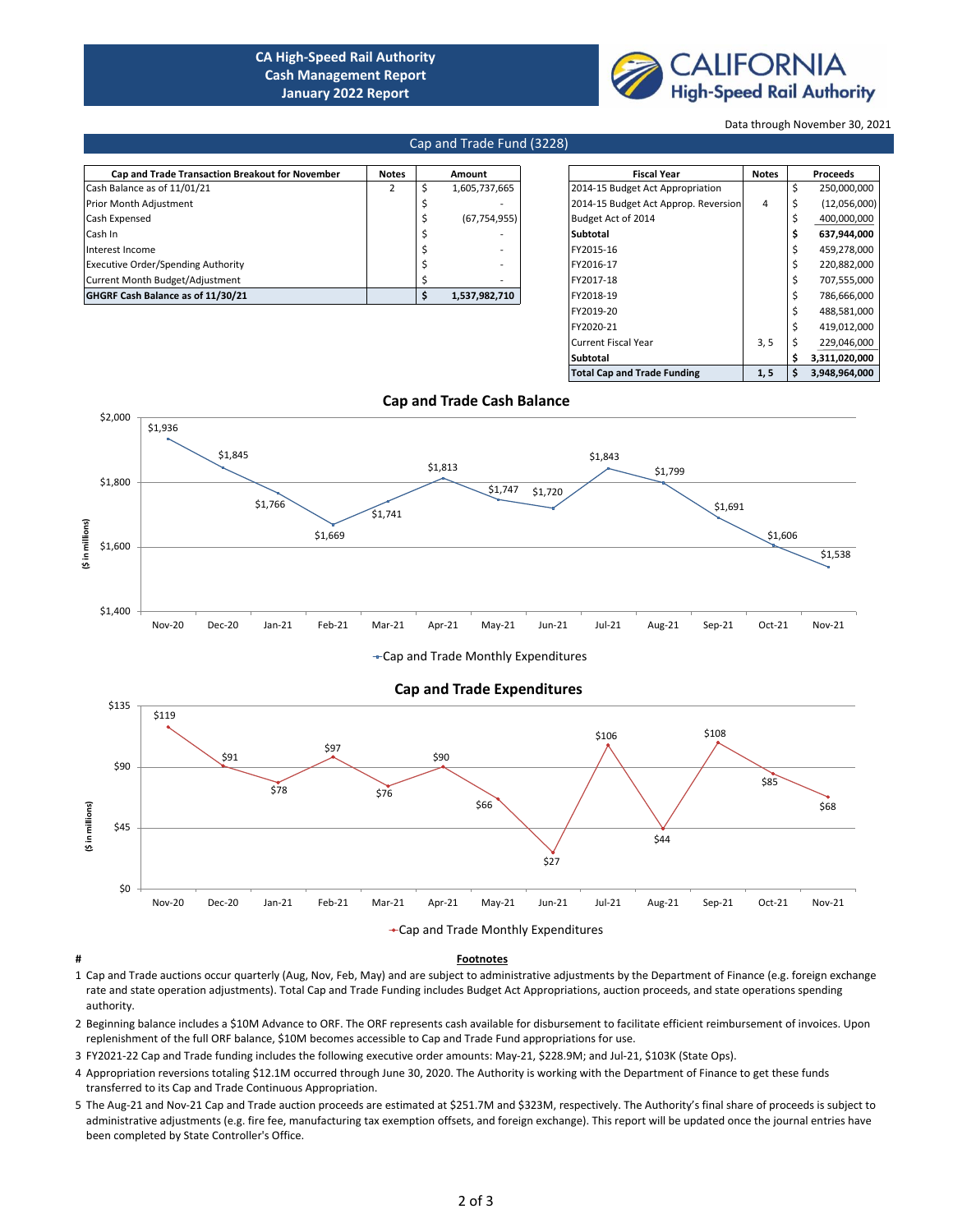**CA High-Speed Rail Authority**
**Cash Management Report**
**January 2022 Report**

CALIFORNIA High-Speed Rail Authority

Data through November 30, 2021

## Cap and Trade Fund (3228)

| Cap and Trade Transaction Breakout for November | Notes | Amount |
|---|---|---|
| Cash Balance as of 11/01/21 | 2 | $ 1,605,737,665 |
| Prior Month Adjustment | | $ - |
| Cash Expensed | | $ (67,754,955) |
| Cash In | | $ - |
| Interest Income | | $ - |
| Executive Order/Spending Authority | | $ - |
| Current Month Budget/Adjustment | | $ - |
| **GHGRF Cash Balance as of 11/30/21** | | **$ 1,537,982,710** |

| Fiscal Year | Notes | Proceeds |
|---|---|---|
| 2014-15 Budget Act Appropriation | | $ 250,000,000 |
| 2014-15 Budget Act Approp. Reversion | 4 | $ (12,056,000) |
| Budget Act of 2014 | | $ 400,000,000 |
| **Subtotal** | | **$ 637,944,000** |
| FY2015-16 | | $ 459,278,000 |
| FY2016-17 | | $ 220,882,000 |
| FY2017-18 | | $ 707,555,000 |
| FY2018-19 | | $ 786,666,000 |
| FY2019-20 | | $ 488,581,000 |
| FY2020-21 | | $ 419,012,000 |
| Current Fiscal Year | 3, 5 | $ 229,046,000 |
| **Subtotal** | | **$ 3,311,020,000** |
| **Total Cap and Trade Funding** | **1, 5** | **$ 3,948,964,000** |

### Cap and Trade Cash Balance

($ in millions)

| Nov-20 | Dec-20 | Jan-21 | Feb-21 | Mar-21 | Apr-21 | May-21 | Jun-21 | Jul-21 | Aug-21 | Sep-21 | Oct-21 | Nov-21 |
|---|---|---|---|---|---|---|---|---|---|---|---|---|
| $1,936 | $1,845 | $1,766 | $1,669 | $1,741 | $1,813 | $1,747 | $1,720 | $1,843 | $1,799 | $1,691 | $1,606 | $1,538 |

Cap and Trade Monthly Expenditures

### Cap and Trade Expenditures

($ in millions)

| Nov-20 | Dec-20 | Jan-21 | Feb-21 | Mar-21 | Apr-21 | May-21 | Jun-21 | Jul-21 | Aug-21 | Sep-21 | Oct-21 | Nov-21 |
|---|---|---|---|---|---|---|---|---|---|---|---|---|
| $119 | $91 | $78 | $97 | $76 | $90 | $66 | $27 | $106 | $44 | $108 | $85 | $68 |

Cap and Trade Monthly Expenditures

### Footnotes

1. Cap and Trade auctions occur quarterly (Aug, Nov, Feb, May) and are subject to administrative adjustments by the Department of Finance (e.g. foreign exchange rate and state operation adjustments). Total Cap and Trade Funding includes Budget Act Appropriations, auction proceeds, and state operations spending authority.
2. Beginning balance includes a $10M Advance to ORF. The ORF represents cash available for disbursement to facilitate efficient reimbursement of invoices. Upon replenishment of the full ORF balance, $10M becomes accessible to Cap and Trade Continuous Appropriation.
3. FY2021-22 Cap and Trade funding includes the following executive order amounts: May-21, $228.9M; and Jul-21, $103K (State Ops).
4. Appropriation reversions totaling $12.1M occurred through June 30, 2020. The Authority is working with the Department of Finance to get these funds transferred to its Cap and Trade Continuous Appropriation.
5. The Aug-21 and Nov-21 Cap and Trade auction proceeds are estimated at $251.7M and $323M, respectively. The Authority's final share of proceeds is subject to administrative adjustments (e.g. fire fee, manufacturing tax exemption offsets, and foreign exchange). This report will be updated once the journal entries have been completed by State Controller's Office.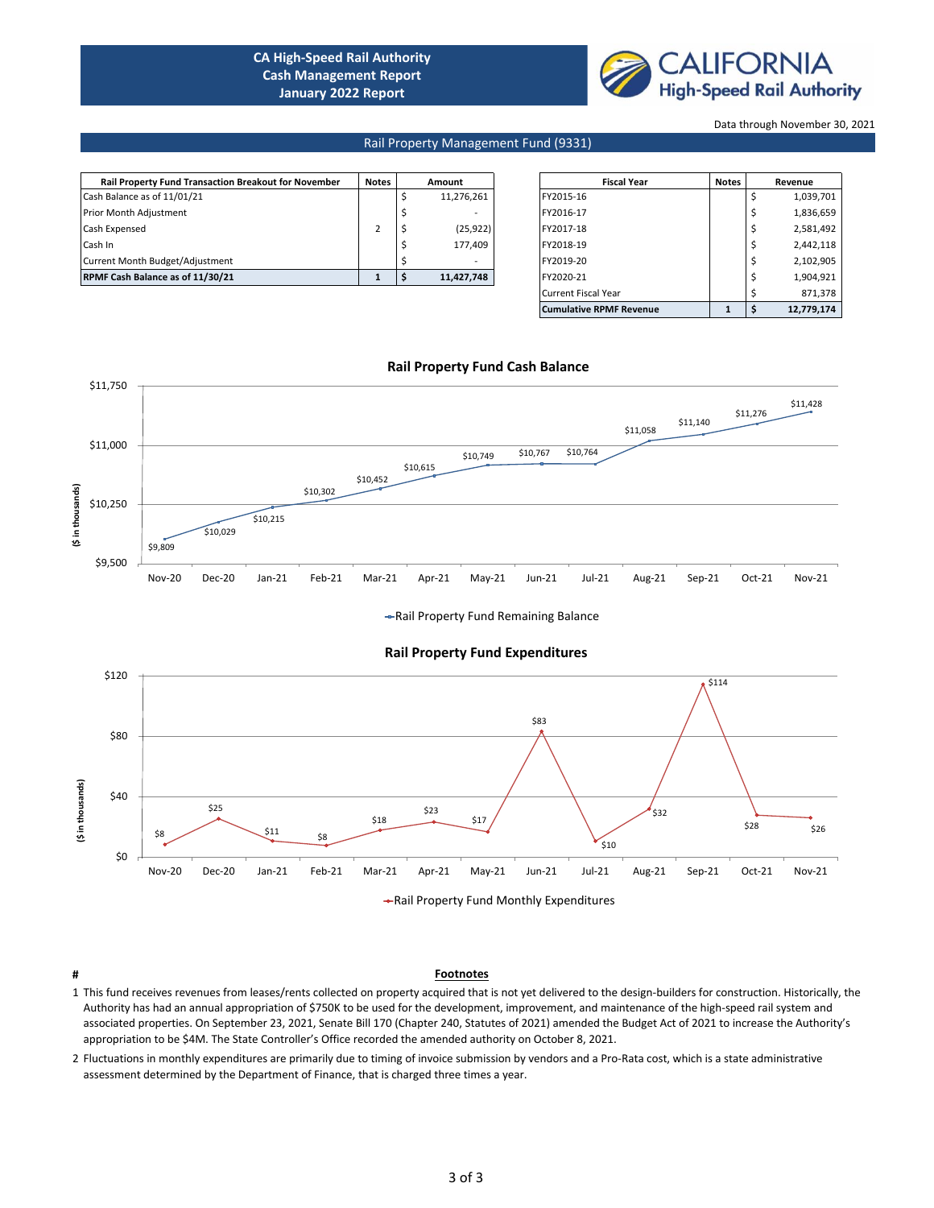# CA High-Speed Rail Authority Cash Management Report January 2022 Report

CALIFORNIA High-Speed Rail Authority

Data through November 30, 2021

## Rail Property Management Fund (9331)

| Rail Property Fund Transaction Breakout for November | Notes | Amount |
|---|---|---|
| Cash Balance as of 11/01/21 | | $ 11,276,261 |
| Prior Month Adjustment | | $ - |
| Cash Expensed | 2 | $ (25,922) |
| Cash In | | $ 177,409 |
| Current Month Budget/Adjustment | | $ - |
| **RPMF Cash Balance as of 11/30/21** | **1** | **$ 11,427,748** |

| Fiscal Year | Notes | Revenue |
|---|---|---|
| FY2015-16 | | $ 1,039,701 |
| FY2016-17 | | $ 1,836,659 |
| FY2017-18 | | $ 2,581,492 |
| FY2018-19 | | $ 2,442,118 |
| FY2019-20 | | $ 2,102,905 |
| FY2020-21 | | $ 1,904,921 |
| Current Fiscal Year | | $ 871,378 |
| **Cumulative RPMF Revenue** | **1** | **$ 12,779,174** |

**Rail Property Fund Cash Balance**

($ in thousands)

$11,750
$11,000
$10,250
$9,500

Nov-20 Dec-20 Jan-21 Feb-21 Mar-21 Apr-21 May-21 Jun-21 Jul-21 Aug-21 Sep-21 Oct-21 Nov-21

$9,809 $10,029 $10,215 $10,302 $10,452 $10,615 $10,749 $10,767 $10,764 $11,058 $11,140 $11,276 $11,428

Rail Property Fund Remaining Balance

**Rail Property Fund Expenditures**

($ in thousands)

$120
$80
$40
$0

Nov-20 Dec-20 Jan-21 Feb-21 Mar-21 Apr-21 May-21 Jun-21 Jul-21 Aug-21 Sep-21 Oct-21 Nov-21

$8 $25 $11 $8 $18 $23 $17 $83 $10 $32 $114 $28 $26

Rail Property Fund Monthly Expenditures

| # | Footnotes |
|---|---|
| 1 | This fund receives revenues from leases/rents collected on property acquired that is not yet delivered to the design-builders for construction. Historically, the Authority has had an annual appropriation of $750K to be used for the development, improvement, and maintenance of the high-speed rail system and associated properties. On September 23, 2021, Senate Bill 170 (Chapter 240, Statutes of 2021) amended the Budget Act of 2021 to increase the Authority's appropriation to be $4M. The State Controller's Office recorded the amended authority on October 8, 2021. |
| 2 | Fluctuations in monthly expenditures are primarily due to timing of invoice submission by vendors and a Pro-Rata cost, which is a state administrative assessment determined by the Department of Finance, that is charged three times a year. |